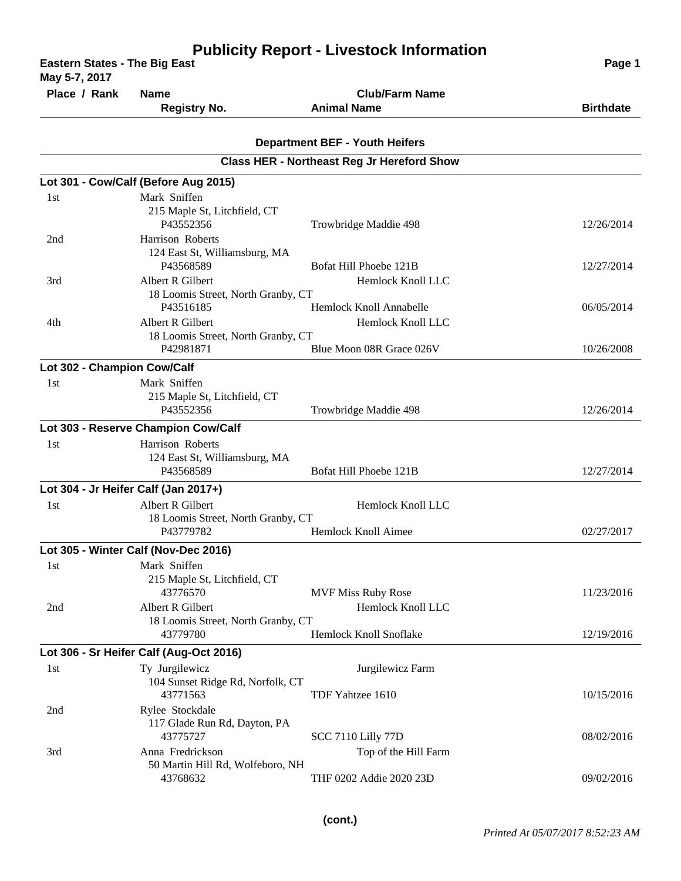# Publicity Report - Livestock Information

**Eastern States - The Big East**
**May 5-7, 2017**

| Place / Rank | Name / Registry No. | Club/Farm Name / Animal Name | Birthdate |
|---|---|---|---|

## Department BEF - Youth Heifers

### Class HER - Northeast Reg Jr Hereford Show

**Lot 301 - Cow/Calf (Before Aug 2015)**

| Place / Rank | Name / Registry No. | Club/Farm Name / Animal Name | Birthdate |
|---|---|---|---|
| 1st | Mark Sniffen<br>215 Maple St, Litchfield, CT<br>P43552356 | Trowbridge Maddie 498 | 12/26/2014 |
| 2nd | Harrison Roberts<br>124 East St, Williamsburg, MA<br>P43568589 | Bofat Hill Phoebe 121B | 12/27/2014 |
| 3rd | Albert R Gilbert<br>18 Loomis Street, North Granby, CT<br>P43516185 | Hemlock Knoll LLC<br>Hemlock Knoll Annabelle | 06/05/2014 |
| 4th | Albert R Gilbert<br>18 Loomis Street, North Granby, CT<br>P42981871 | Hemlock Knoll LLC<br>Blue Moon 08R Grace 026V | 10/26/2008 |

**Lot 302 - Champion Cow/Calf**

| Place / Rank | Name / Registry No. | Club/Farm Name / Animal Name | Birthdate |
|---|---|---|---|
| 1st | Mark Sniffen<br>215 Maple St, Litchfield, CT<br>P43552356 | Trowbridge Maddie 498 | 12/26/2014 |

**Lot 303 - Reserve Champion Cow/Calf**

| Place / Rank | Name / Registry No. | Club/Farm Name / Animal Name | Birthdate |
|---|---|---|---|
| 1st | Harrison Roberts<br>124 East St, Williamsburg, MA<br>P43568589 | Bofat Hill Phoebe 121B | 12/27/2014 |

**Lot 304 - Jr Heifer Calf (Jan 2017+)**

| Place / Rank | Name / Registry No. | Club/Farm Name / Animal Name | Birthdate |
|---|---|---|---|
| 1st | Albert R Gilbert<br>18 Loomis Street, North Granby, CT<br>P43779782 | Hemlock Knoll LLC<br>Hemlock Knoll Aimee | 02/27/2017 |

**Lot 305 - Winter Calf (Nov-Dec 2016)**

| Place / Rank | Name / Registry No. | Club/Farm Name / Animal Name | Birthdate |
|---|---|---|---|
| 1st | Mark Sniffen<br>215 Maple St, Litchfield, CT<br>43776570 | MVF Miss Ruby Rose | 11/23/2016 |
| 2nd | Albert R Gilbert<br>18 Loomis Street, North Granby, CT<br>43779780 | Hemlock Knoll LLC<br>Hemlock Knoll Snoflake | 12/19/2016 |

**Lot 306 - Sr Heifer Calf (Aug-Oct 2016)**

| Place / Rank | Name / Registry No. | Club/Farm Name / Animal Name | Birthdate |
|---|---|---|---|
| 1st | Ty Jurgilewicz<br>104 Sunset Ridge Rd, Norfolk, CT<br>43771563 | Jurgilewicz Farm<br>TDF Yahtzee 1610 | 10/15/2016 |
| 2nd | Rylee Stockdale<br>117 Glade Run Rd, Dayton, PA<br>43775727 | SCC 7110 Lilly 77D | 08/02/2016 |
| 3rd | Anna Fredrickson<br>50 Martin Hill Rd, Wolfeboro, NH<br>43768632 | Top of the Hill Farm<br>THF 0202 Addie 2020 23D | 09/02/2016 |

**(cont.)**

*Printed At 05/07/2017 8:52:23 AM*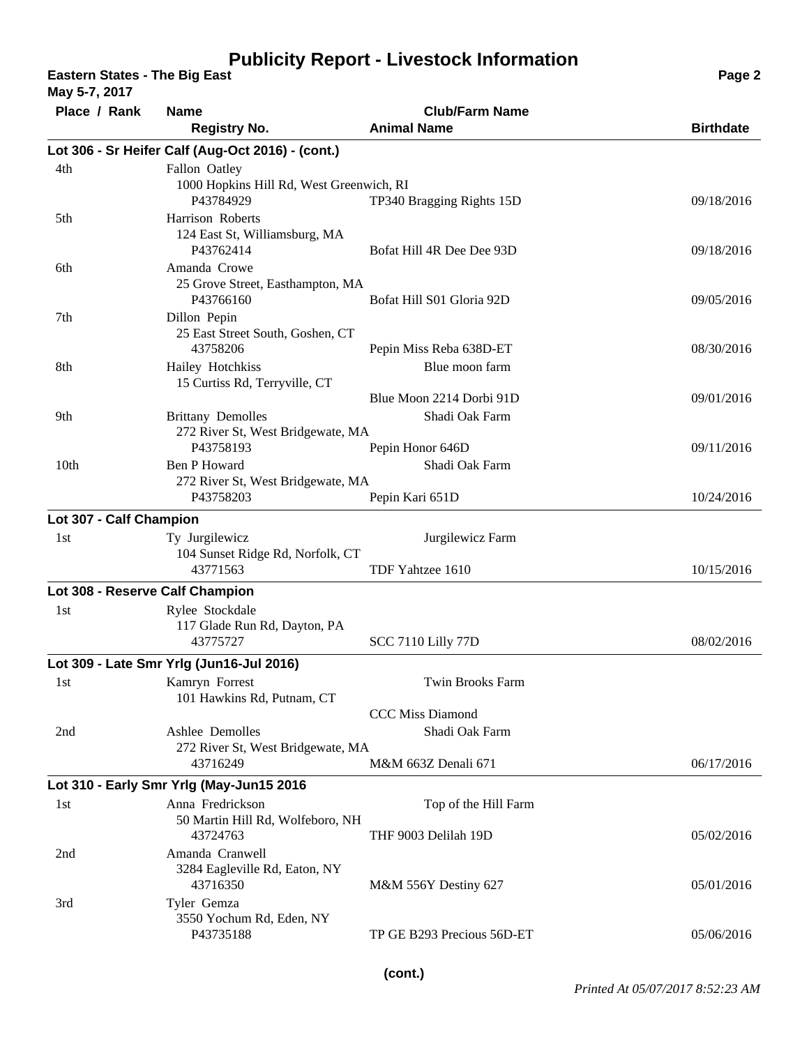# Publicity Report - Livestock Information

**Eastern States - The Big East**
**May 5-7, 2017**

| Place / Rank | Name / Registry No. | Club/Farm Name / Animal Name | Birthdate |
|---|---|---|---|
| **Lot 306 - Sr Heifer Calf (Aug-Oct 2016) - (cont.)** | | | |
| 4th | Fallon Oatley<br>1000 Hopkins Hill Rd, West Greenwich, RI<br>P43784929 | TP340 Bragging Rights 15D | 09/18/2016 |
| 5th | Harrison Roberts<br>124 East St, Williamsburg, MA<br>P43762414 | Bofat Hill 4R Dee Dee 93D | 09/18/2016 |
| 6th | Amanda Crowe<br>25 Grove Street, Easthampton, MA<br>P43766160 | Bofat Hill S01 Gloria 92D | 09/05/2016 |
| 7th | Dillon Pepin<br>25 East Street South, Goshen, CT<br>43758206 | Pepin Miss Reba 638D-ET | 08/30/2016 |
| 8th | Hailey Hotchkiss<br>15 Curtiss Rd, Terryville, CT | Blue moon farm<br>Blue Moon 2214 Dorbi 91D | 09/01/2016 |
| 9th | Brittany Demolles<br>272 River St, West Bridgewate, MA<br>P43758193 | Shadi Oak Farm<br>Pepin Honor 646D | 09/11/2016 |
| 10th | Ben P Howard<br>272 River St, West Bridgewate, MA<br>P43758203 | Shadi Oak Farm<br>Pepin Kari 651D | 10/24/2016 |
| **Lot 307 - Calf Champion** | | | |
| 1st | Ty Jurgilewicz<br>104 Sunset Ridge Rd, Norfolk, CT<br>43771563 | Jurgilewicz Farm<br>TDF Yahtzee 1610 | 10/15/2016 |
| **Lot 308 - Reserve Calf Champion** | | | |
| 1st | Rylee Stockdale<br>117 Glade Run Rd, Dayton, PA<br>43775727 | SCC 7110 Lilly 77D | 08/02/2016 |
| **Lot 309 - Late Smr Yrlg (Jun16-Jul 2016)** | | | |
| 1st | Kamryn Forrest<br>101 Hawkins Rd, Putnam, CT | Twin Brooks Farm<br>CCC Miss Diamond | |
| 2nd | Ashlee Demolles<br>272 River St, West Bridgewate, MA<br>43716249 | Shadi Oak Farm<br>M&M 663Z Denali 671 | 06/17/2016 |
| **Lot 310 - Early Smr Yrlg (May-Jun15 2016** | | | |
| 1st | Anna Fredrickson<br>50 Martin Hill Rd, Wolfeboro, NH<br>43724763 | Top of the Hill Farm<br>THF 9003 Delilah 19D | 05/02/2016 |
| 2nd | Amanda Cranwell<br>3284 Eagleville Rd, Eaton, NY<br>43716350 | M&M 556Y Destiny 627 | 05/01/2016 |
| 3rd | Tyler Gemza<br>3550 Yochum Rd, Eden, NY<br>P43735188 | TP GE B293 Precious 56D-ET | 05/06/2016 |

**(cont.)**

*Printed At 05/07/2017 8:52:23 AM*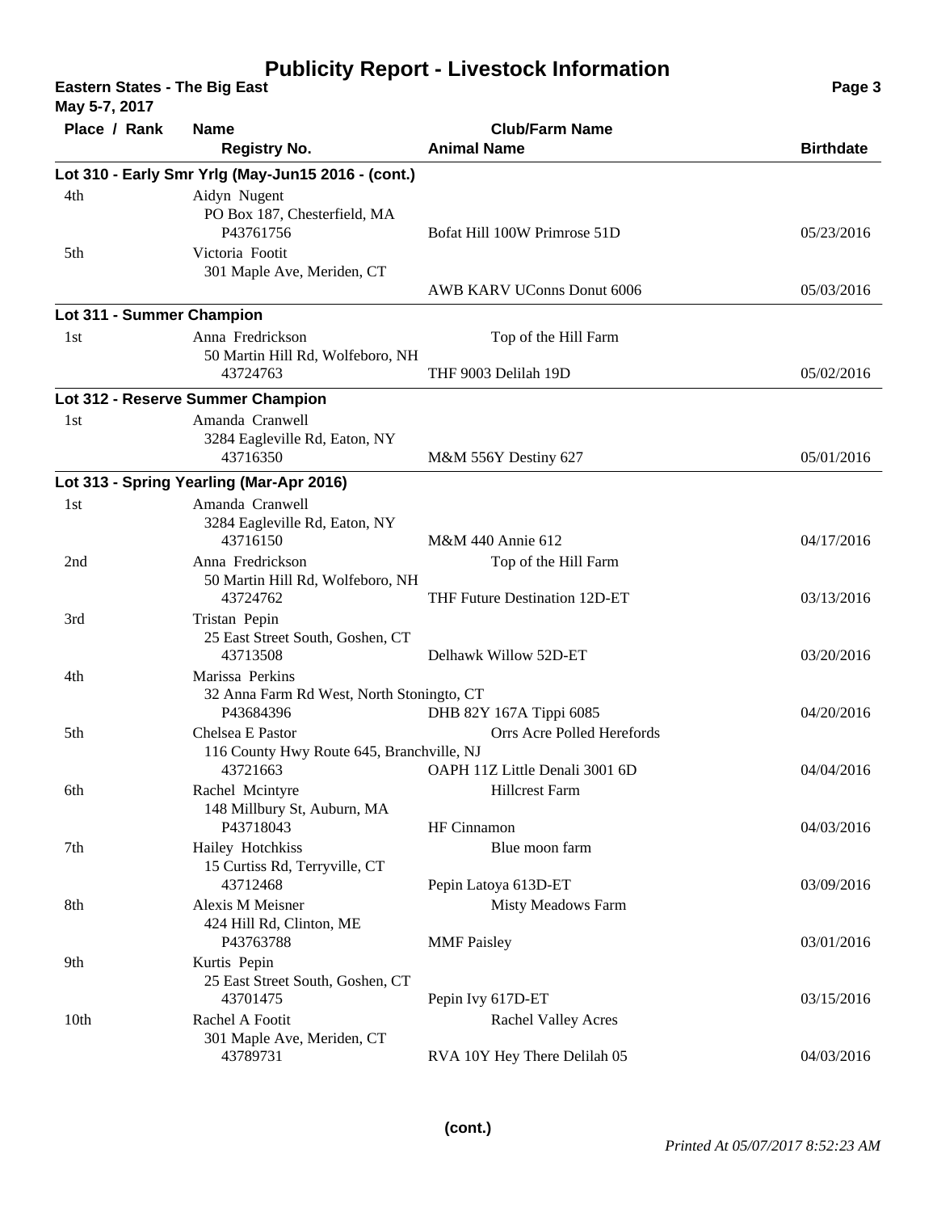# Publicity Report - Livestock Information

**Eastern States - The Big East**
**May 5-7, 2017**

| Place / Rank | Name / Registry No. | Club/Farm Name / Animal Name | Birthdate |
|---|---|---|---|
| **Lot 310 - Early Smr Yrlg (May-Jun15 2016 - (cont.)** | | | |
| 4th | Aidyn Nugent<br>PO Box 187, Chesterfield, MA<br>P43761756 | Bofat Hill 100W Primrose 51D | 05/23/2016 |
| 5th | Victoria Footit<br>301 Maple Ave, Meriden, CT | AWB KARV UConns Donut 6006 | 05/03/2016 |
| **Lot 311 - Summer Champion** | | | |
| 1st | Anna Fredrickson<br>50 Martin Hill Rd, Wolfeboro, NH<br>43724763 | Top of the Hill Farm<br>THF 9003 Delilah 19D | 05/02/2016 |
| **Lot 312 - Reserve Summer Champion** | | | |
| 1st | Amanda Cranwell<br>3284 Eagleville Rd, Eaton, NY<br>43716350 | M&M 556Y Destiny 627 | 05/01/2016 |
| **Lot 313 - Spring Yearling (Mar-Apr 2016)** | | | |
| 1st | Amanda Cranwell<br>3284 Eagleville Rd, Eaton, NY<br>43716150 | M&M 440 Annie 612 | 04/17/2016 |
| 2nd | Anna Fredrickson<br>50 Martin Hill Rd, Wolfeboro, NH<br>43724762 | Top of the Hill Farm<br>THF Future Destination 12D-ET | 03/13/2016 |
| 3rd | Tristan Pepin<br>25 East Street South, Goshen, CT<br>43713508 | Delhawk Willow 52D-ET | 03/20/2016 |
| 4th | Marissa Perkins<br>32 Anna Farm Rd West, North Stoningto, CT<br>P43684396 | DHB 82Y 167A Tippi 6085 | 04/20/2016 |
| 5th | Chelsea E Pastor<br>116 County Hwy Route 645, Branchville, NJ<br>43721663 | Orrs Acre Polled Herefords<br>OAPH 11Z Little Denali 3001 6D | 04/04/2016 |
| 6th | Rachel Mcintyre<br>148 Millbury St, Auburn, MA<br>P43718043 | Hillcrest Farm<br>HF Cinnamon | 04/03/2016 |
| 7th | Hailey Hotchkiss<br>15 Curtiss Rd, Terryville, CT<br>43712468 | Blue moon farm<br>Pepin Latoya 613D-ET | 03/09/2016 |
| 8th | Alexis M Meisner<br>424 Hill Rd, Clinton, ME<br>P43763788 | Misty Meadows Farm<br>MMF Paisley | 03/01/2016 |
| 9th | Kurtis Pepin<br>25 East Street South, Goshen, CT<br>43701475 | Pepin Ivy 617D-ET | 03/15/2016 |
| 10th | Rachel A Footit<br>301 Maple Ave, Meriden, CT<br>43789731 | Rachel Valley Acres<br>RVA 10Y Hey There Delilah 05 | 04/03/2016 |

**(cont.)**

*Printed At 05/07/2017 8:52:23 AM*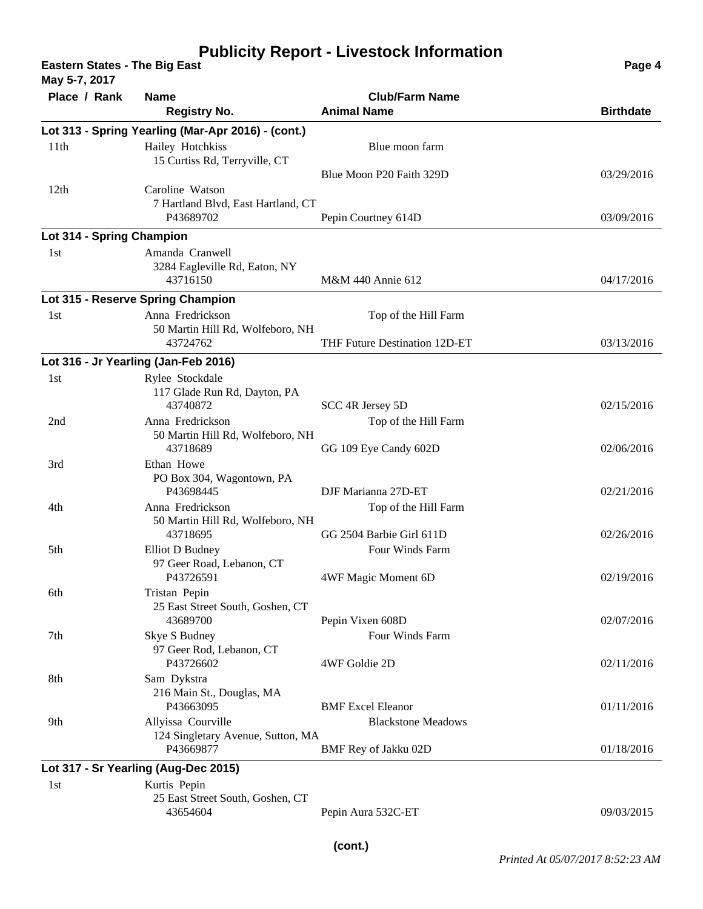# Publicity Report - Livestock Information

**Eastern States - The Big East**
**May 5-7, 2017**

| Place / Rank | Name / Registry No. | Club/Farm Name / Animal Name | Birthdate |
|---|---|---|---|
| **Lot 313 - Spring Yearling (Mar-Apr 2016) - (cont.)** | | | |
| 11th | Hailey Hotchkiss<br>15 Curtiss Rd, Terryville, CT | Blue moon farm<br>Blue Moon P20 Faith 329D | 03/29/2016 |
| 12th | Caroline Watson<br>7 Hartland Blvd, East Hartland, CT<br>P43689702 | Pepin Courtney 614D | 03/09/2016 |
| **Lot 314 - Spring Champion** | | | |
| 1st | Amanda Cranwell<br>3284 Eagleville Rd, Eaton, NY<br>43716150 | M&M 440 Annie 612 | 04/17/2016 |
| **Lot 315 - Reserve Spring Champion** | | | |
| 1st | Anna Fredrickson<br>50 Martin Hill Rd, Wolfeboro, NH<br>43724762 | Top of the Hill Farm<br>THF Future Destination 12D-ET | 03/13/2016 |
| **Lot 316 - Jr Yearling (Jan-Feb 2016)** | | | |
| 1st | Rylee Stockdale<br>117 Glade Run Rd, Dayton, PA<br>43740872 | SCC 4R Jersey 5D | 02/15/2016 |
| 2nd | Anna Fredrickson<br>50 Martin Hill Rd, Wolfeboro, NH<br>43718689 | Top of the Hill Farm<br>GG 109 Eye Candy 602D | 02/06/2016 |
| 3rd | Ethan Howe<br>PO Box 304, Wagontown, PA<br>P43698445 | DJF Marianna 27D-ET | 02/21/2016 |
| 4th | Anna Fredrickson<br>50 Martin Hill Rd, Wolfeboro, NH<br>43718695 | Top of the Hill Farm<br>GG 2504 Barbie Girl 611D | 02/26/2016 |
| 5th | Elliot D Budney<br>97 Geer Road, Lebanon, CT<br>P43726591 | Four Winds Farm<br>4WF Magic Moment 6D | 02/19/2016 |
| 6th | Tristan Pepin<br>25 East Street South, Goshen, CT<br>43689700 | Pepin Vixen 608D | 02/07/2016 |
| 7th | Skye S Budney<br>97 Geer Rod, Lebanon, CT<br>P43726602 | Four Winds Farm<br>4WF Goldie 2D | 02/11/2016 |
| 8th | Sam Dykstra<br>216 Main St., Douglas, MA<br>P43663095 | BMF Excel Eleanor | 01/11/2016 |
| 9th | Allyissa Courville<br>124 Singletary Avenue, Sutton, MA<br>P43669877 | Blackstone Meadows<br>BMF Rey of Jakku 02D | 01/18/2016 |
| **Lot 317 - Sr Yearling (Aug-Dec 2015)** | | | |
| 1st | Kurtis Pepin<br>25 East Street South, Goshen, CT<br>43654604 | Pepin Aura 532C-ET | 09/03/2015 |

**(cont.)**

*Printed At 05/07/2017 8:52:23 AM*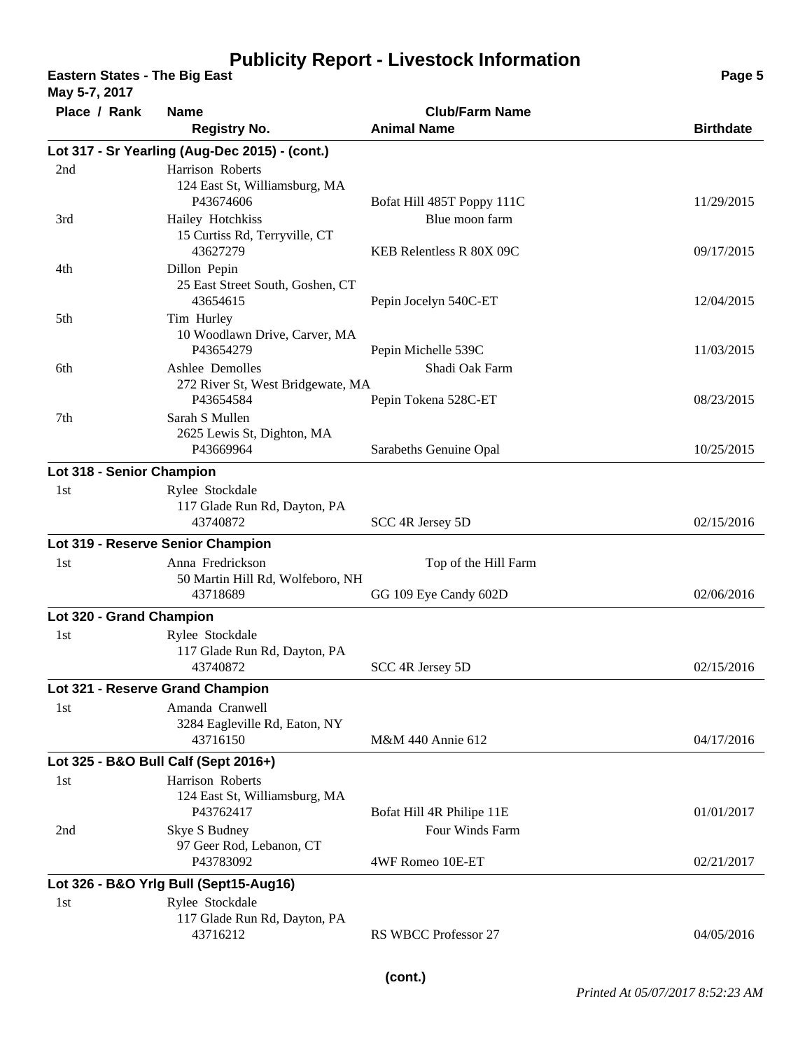# Publicity Report - Livestock Information

**Eastern States - The Big East**
**May 5-7, 2017**

| Place / Rank | Name / Registry No. | Club/Farm Name / Animal Name | Birthdate |
|---|---|---|---|
| **Lot 317 - Sr Yearling (Aug-Dec 2015) - (cont.)** | | | |
| 2nd | Harrison Roberts<br>124 East St, Williamsburg, MA<br>P43674606 | Bofat Hill 485T Poppy 111C | 11/29/2015 |
| 3rd | Hailey Hotchkiss<br>15 Curtiss Rd, Terryville, CT<br>43627279 | Blue moon farm<br>KEB Relentless R 80X 09C | 09/17/2015 |
| 4th | Dillon Pepin<br>25 East Street South, Goshen, CT<br>43654615 | Pepin Jocelyn 540C-ET | 12/04/2015 |
| 5th | Tim Hurley<br>10 Woodlawn Drive, Carver, MA<br>P43654279 | Pepin Michelle 539C | 11/03/2015 |
| 6th | Ashlee Demolles<br>272 River St, West Bridgewate, MA<br>P43654584 | Shadi Oak Farm<br>Pepin Tokena 528C-ET | 08/23/2015 |
| 7th | Sarah S Mullen<br>2625 Lewis St, Dighton, MA<br>P43669964 | Sarabeths Genuine Opal | 10/25/2015 |
| **Lot 318 - Senior Champion** | | | |
| 1st | Rylee Stockdale<br>117 Glade Run Rd, Dayton, PA<br>43740872 | SCC 4R Jersey 5D | 02/15/2016 |
| **Lot 319 - Reserve Senior Champion** | | | |
| 1st | Anna Fredrickson<br>50 Martin Hill Rd, Wolfeboro, NH<br>43718689 | Top of the Hill Farm<br>GG 109 Eye Candy 602D | 02/06/2016 |
| **Lot 320 - Grand Champion** | | | |
| 1st | Rylee Stockdale<br>117 Glade Run Rd, Dayton, PA<br>43740872 | SCC 4R Jersey 5D | 02/15/2016 |
| **Lot 321 - Reserve Grand Champion** | | | |
| 1st | Amanda Cranwell<br>3284 Eagleville Rd, Eaton, NY<br>43716150 | M&M 440 Annie 612 | 04/17/2016 |
| **Lot 325 - B&O Bull Calf (Sept 2016+)** | | | |
| 1st | Harrison Roberts<br>124 East St, Williamsburg, MA<br>P43762417 | Bofat Hill 4R Philipe 11E | 01/01/2017 |
| 2nd | Skye S Budney<br>97 Geer Rod, Lebanon, CT<br>P43783092 | Four Winds Farm<br>4WF Romeo 10E-ET | 02/21/2017 |
| **Lot 326 - B&O Yrlg Bull (Sept15-Aug16)** | | | |
| 1st | Rylee Stockdale<br>117 Glade Run Rd, Dayton, PA<br>43716212 | RS WBCC Professor 27 | 04/05/2016 |

**(cont.)**

*Printed At 05/07/2017 8:52:23 AM*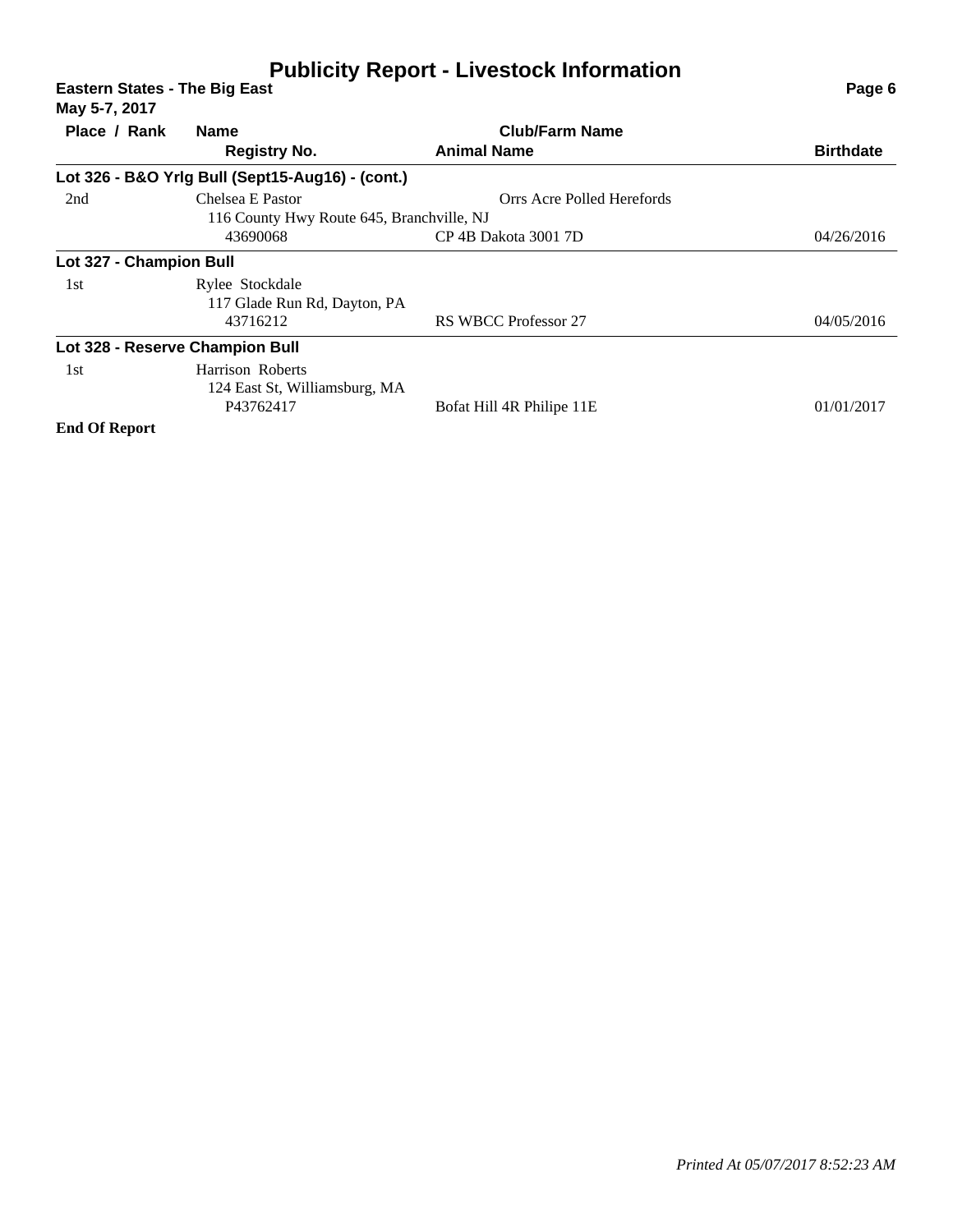# Publicity Report - Livestock Information

**Eastern States - The Big East**
**May 5-7, 2017**

| Place / Rank | Name / Registry No. | Club/Farm Name / Animal Name | Birthdate |
|---|---|---|---|
| **Lot 326 - B&O Yrlg Bull (Sept15-Aug16) - (cont.)** | | | |
| 2nd | Chelsea E Pastor<br>116 County Hwy Route 645, Branchville, NJ<br>43690068 | Orrs Acre Polled Herefords<br>CP 4B Dakota 3001 7D | 04/26/2016 |
| **Lot 327 - Champion Bull** | | | |
| 1st | Rylee Stockdale<br>117 Glade Run Rd, Dayton, PA<br>43716212 | RS WBCC Professor 27 | 04/05/2016 |
| **Lot 328 - Reserve Champion Bull** | | | |
| 1st | Harrison Roberts<br>124 East St, Williamsburg, MA<br>P43762417 | Bofat Hill 4R Philipe 11E | 01/01/2017 |

**End Of Report**

*Printed At 05/07/2017 8:52:23 AM*